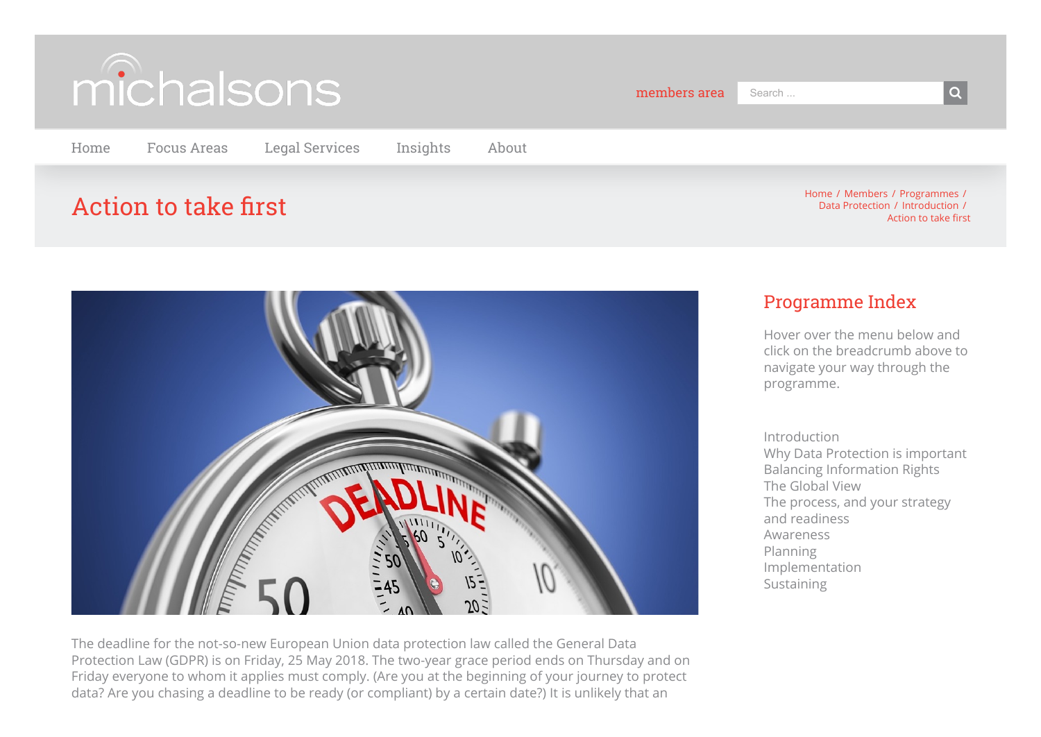michalsons

members area

Search ...

Home | Focus Areas | Legal Services | Insights | About

# Action to take first

Home / Members / Programmes / Data Protection / Introduction / Action to take first

## Programme Index

Hover over the menu below and click on the breadcrumb above to navigate your way through the programme.

Introduction
Why Data Protection is important
Balancing Information Rights
The Global View
The process, and your strategy and readiness
Awareness
Planning
Implementation
Sustaining

The deadline for the not-so-new European Union data protection law called the General Data Protection Law (GDPR) is on Friday, 25 May 2018. The two-year grace period ends on Thursday and on Friday everyone to whom it applies must comply. (Are you at the beginning of your journey to protect data? Are you chasing a deadline to be ready (or compliant) by a certain date?) It is unlikely that an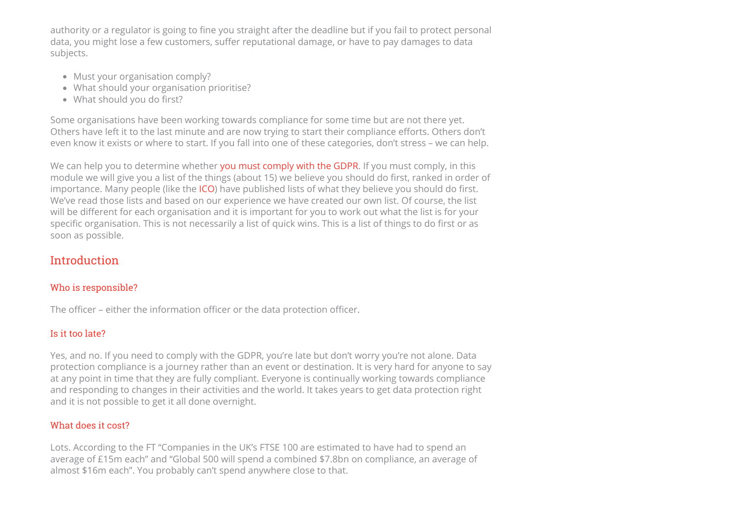authority or a regulator is going to fine you straight after the deadline but if you fail to protect personal data, you might lose a few customers, suffer reputational damage, or have to pay damages to data subjects.

- Must your organisation comply?
- What should your organisation prioritise?
- What should you do first?

Some organisations have been working towards compliance for some time but are not there yet. Others have left it to the last minute and are now trying to start their compliance efforts. Others don't even know it exists or where to start. If you fall into one of these categories, don't stress – we can help.

We can help you to determine whether you must comply with the GDPR. If you must comply, in this module we will give you a list of the things (about 15) we believe you should do first, ranked in order of importance. Many people (like the ICO) have published lists of what they believe you should do first. We've read those lists and based on our experience we have created our own list. Of course, the list will be different for each organisation and it is important for you to work out what the list is for your specific organisation. This is not necessarily a list of quick wins. This is a list of things to do first or as soon as possible.

## Introduction

### Who is responsible?

The officer – either the information officer or the data protection officer.

### Is it too late?

Yes, and no. If you need to comply with the GDPR, you're late but don't worry you're not alone. Data protection compliance is a journey rather than an event or destination. It is very hard for anyone to say at any point in time that they are fully compliant. Everyone is continually working towards compliance and responding to changes in their activities and the world. It takes years to get data protection right and it is not possible to get it all done overnight.

### What does it cost?

Lots. According to the FT "Companies in the UK's FTSE 100 are estimated to have had to spend an average of £15m each" and "Global 500 will spend a combined $7.8bn on compliance, an average of almost $16m each". You probably can't spend anywhere close to that.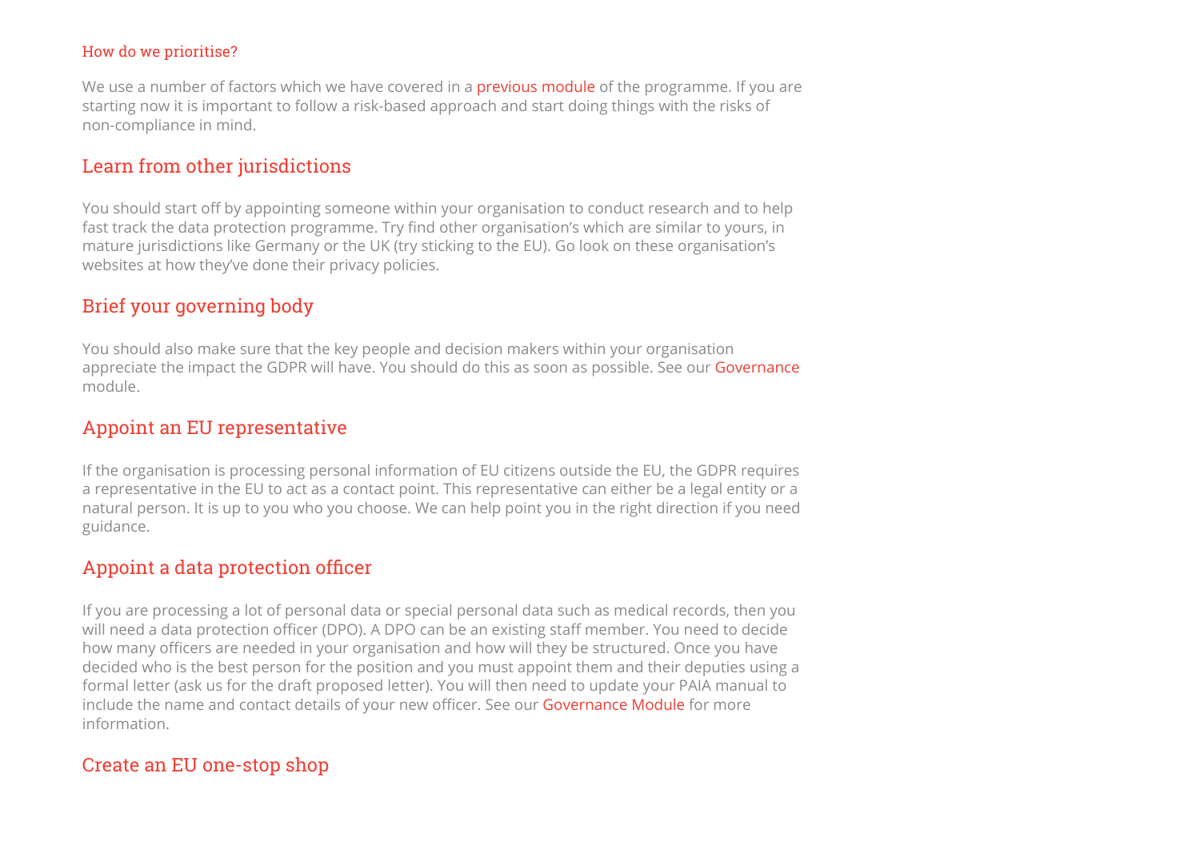### How do we prioritise?

We use a number of factors which we have covered in a previous module of the programme. If you are starting now it is important to follow a risk-based approach and start doing things with the risks of non-compliance in mind.

## Learn from other jurisdictions

You should start off by appointing someone within your organisation to conduct research and to help fast track the data protection programme. Try find other organisation's which are similar to yours, in mature jurisdictions like Germany or the UK (try sticking to the EU). Go look on these organisation's websites at how they've done their privacy policies.

## Brief your governing body

You should also make sure that the key people and decision makers within your organisation appreciate the impact the GDPR will have. You should do this as soon as possible. See our Governance module.

## Appoint an EU representative

If the organisation is processing personal information of EU citizens outside the EU, the GDPR requires a representative in the EU to act as a contact point. This representative can either be a legal entity or a natural person. It is up to you who you choose. We can help point you in the right direction if you need guidance.

## Appoint a data protection officer

If you are processing a lot of personal data or special personal data such as medical records, then you will need a data protection officer (DPO). A DPO can be an existing staff member. You need to decide how many officers are needed in your organisation and how will they be structured. Once you have decided who is the best person for the position and you must appoint them and their deputies using a formal letter (ask us for the draft proposed letter). You will then need to update your PAIA manual to include the name and contact details of your new officer. See our Governance Module for more information.

## Create an EU one-stop shop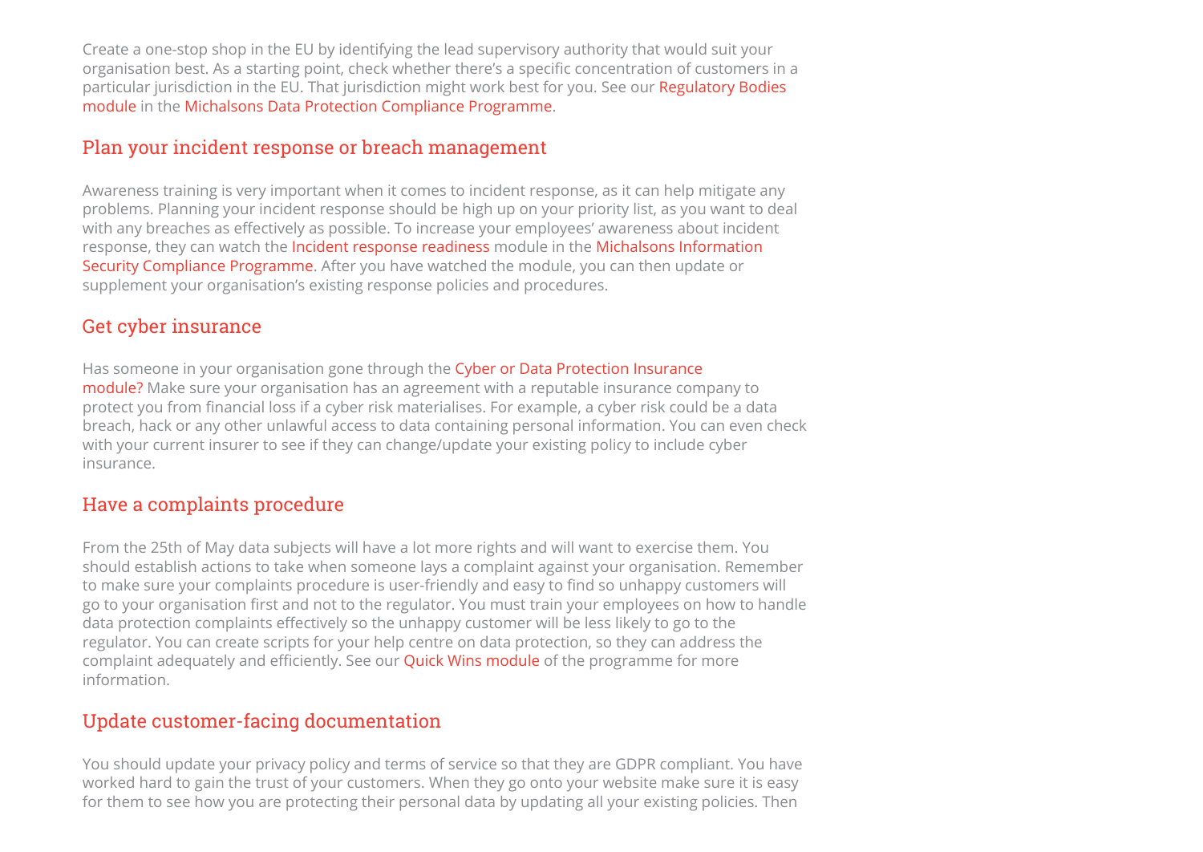Create a one-stop shop in the EU by identifying the lead supervisory authority that would suit your organisation best. As a starting point, check whether there's a specific concentration of customers in a particular jurisdiction in the EU. That jurisdiction might work best for you. See our Regulatory Bodies module in the Michalsons Data Protection Compliance Programme.

## Plan your incident response or breach management

Awareness training is very important when it comes to incident response, as it can help mitigate any problems. Planning your incident response should be high up on your priority list, as you want to deal with any breaches as effectively as possible. To increase your employees' awareness about incident response, they can watch the Incident response readiness module in the Michalsons Information Security Compliance Programme. After you have watched the module, you can then update or supplement your organisation's existing response policies and procedures.

## Get cyber insurance

Has someone in your organisation gone through the Cyber or Data Protection Insurance module? Make sure your organisation has an agreement with a reputable insurance company to protect you from financial loss if a cyber risk materialises. For example, a cyber risk could be a data breach, hack or any other unlawful access to data containing personal information. You can even check with your current insurer to see if they can change/update your existing policy to include cyber insurance.

## Have a complaints procedure

From the 25th of May data subjects will have a lot more rights and will want to exercise them. You should establish actions to take when someone lays a complaint against your organisation. Remember to make sure your complaints procedure is user-friendly and easy to find so unhappy customers will go to your organisation first and not to the regulator. You must train your employees on how to handle data protection complaints effectively so the unhappy customer will be less likely to go to the regulator. You can create scripts for your help centre on data protection, so they can address the complaint adequately and efficiently. See our Quick Wins module of the programme for more information.

## Update customer-facing documentation

You should update your privacy policy and terms of service so that they are GDPR compliant. You have worked hard to gain the trust of your customers. When they go onto your website make sure it is easy for them to see how you are protecting their personal data by updating all your existing policies. Then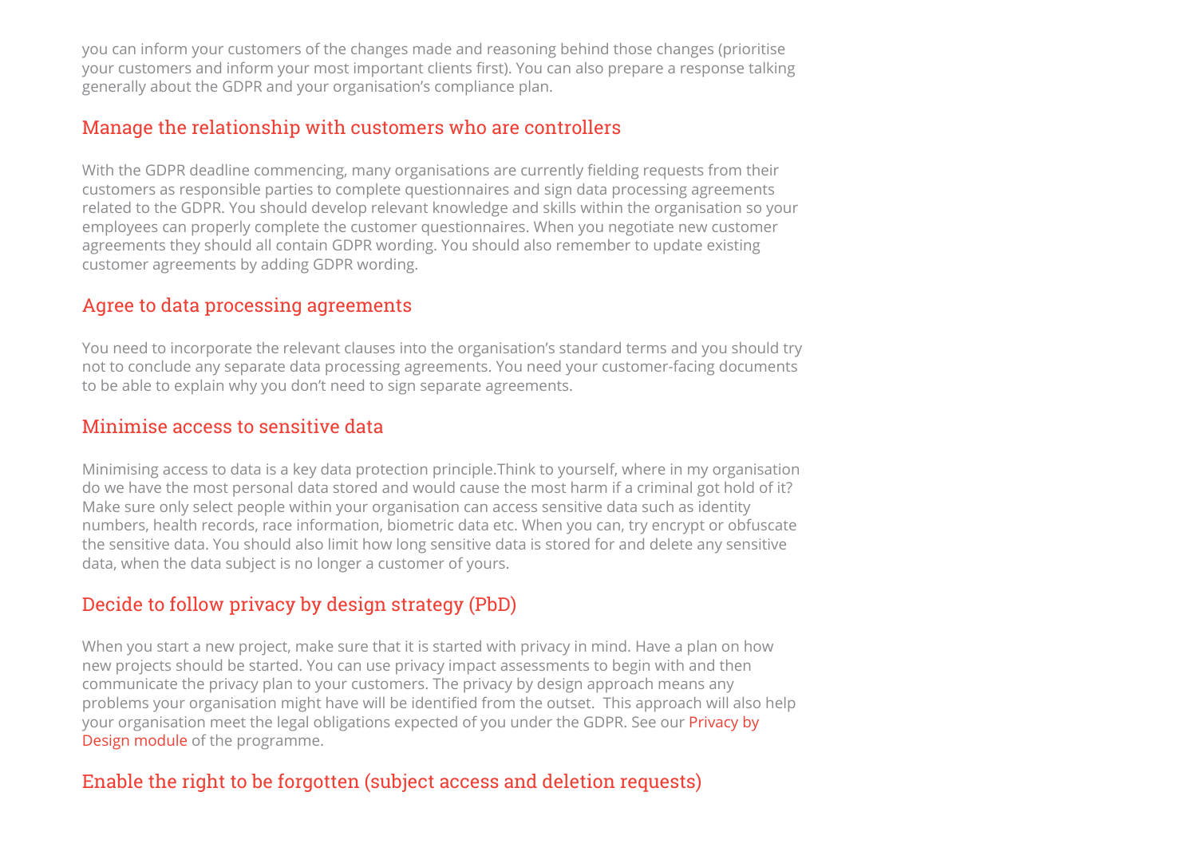you can inform your customers of the changes made and reasoning behind those changes (prioritise your customers and inform your most important clients first). You can also prepare a response talking generally about the GDPR and your organisation's compliance plan.

## Manage the relationship with customers who are controllers

With the GDPR deadline commencing, many organisations are currently fielding requests from their customers as responsible parties to complete questionnaires and sign data processing agreements related to the GDPR. You should develop relevant knowledge and skills within the organisation so your employees can properly complete the customer questionnaires. When you negotiate new customer agreements they should all contain GDPR wording. You should also remember to update existing customer agreements by adding GDPR wording.

## Agree to data processing agreements

You need to incorporate the relevant clauses into the organisation's standard terms and you should try not to conclude any separate data processing agreements. You need your customer-facing documents to be able to explain why you don't need to sign separate agreements.

## Minimise access to sensitive data

Minimising access to data is a key data protection principle.Think to yourself, where in my organisation do we have the most personal data stored and would cause the most harm if a criminal got hold of it? Make sure only select people within your organisation can access sensitive data such as identity numbers, health records, race information, biometric data etc. When you can, try encrypt or obfuscate the sensitive data. You should also limit how long sensitive data is stored for and delete any sensitive data, when the data subject is no longer a customer of yours.

## Decide to follow privacy by design strategy (PbD)

When you start a new project, make sure that it is started with privacy in mind. Have a plan on how new projects should be started. You can use privacy impact assessments to begin with and then communicate the privacy plan to your customers. The privacy by design approach means any problems your organisation might have will be identified from the outset. This approach will also help your organisation meet the legal obligations expected of you under the GDPR. See our Privacy by Design module of the programme.

## Enable the right to be forgotten (subject access and deletion requests)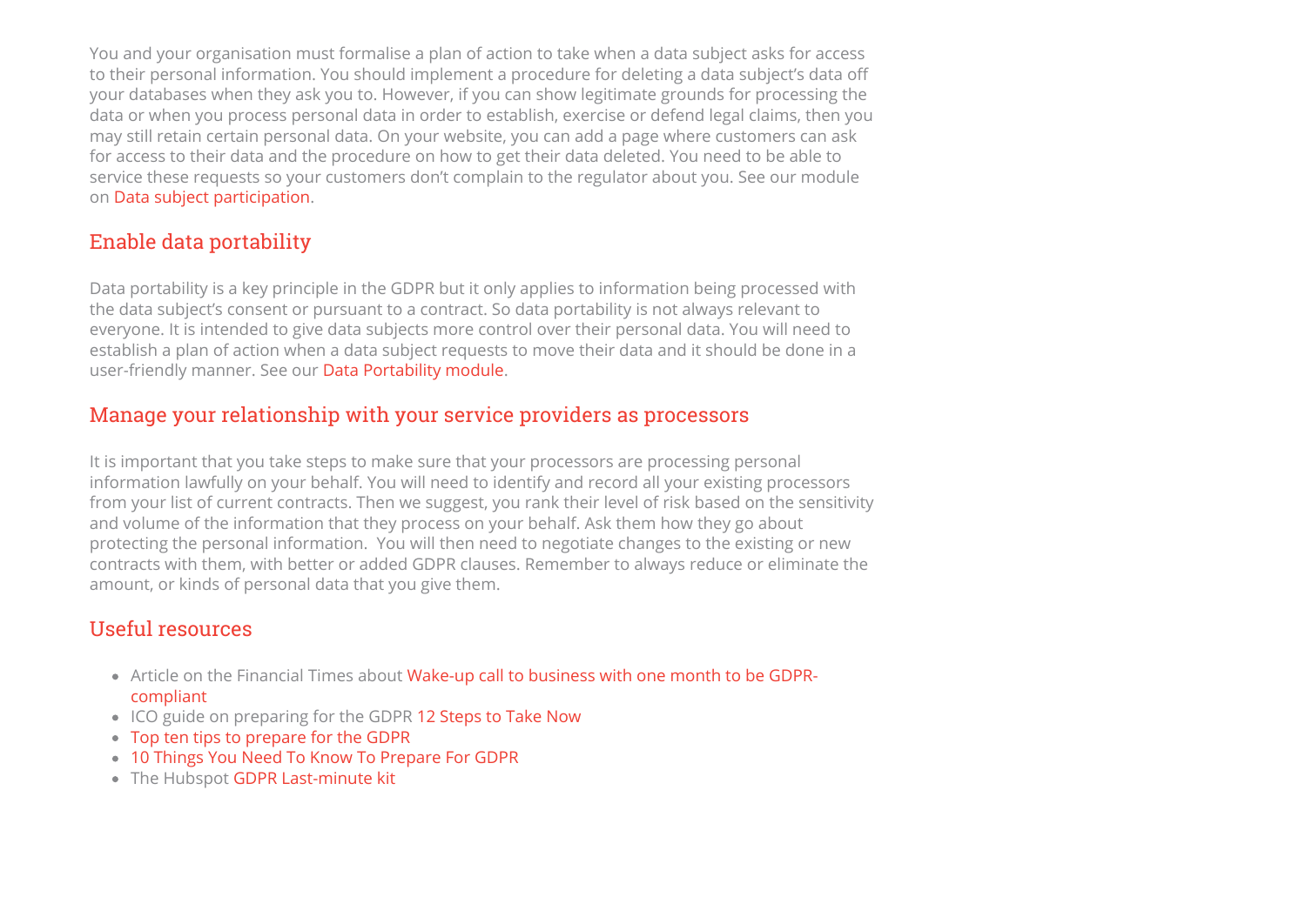You and your organisation must formalise a plan of action to take when a data subject asks for access to their personal information. You should implement a procedure for deleting a data subject's data off your databases when they ask you to. However, if you can show legitimate grounds for processing the data or when you process personal data in order to establish, exercise or defend legal claims, then you may still retain certain personal data. On your website, you can add a page where customers can ask for access to their data and the procedure on how to get their data deleted. You need to be able to service these requests so your customers don't complain to the regulator about you. See our module on Data subject participation.

## Enable data portability

Data portability is a key principle in the GDPR but it only applies to information being processed with the data subject's consent or pursuant to a contract. So data portability is not always relevant to everyone. It is intended to give data subjects more control over their personal data. You will need to establish a plan of action when a data subject requests to move their data and it should be done in a user-friendly manner. See our Data Portability module.

## Manage your relationship with your service providers as processors

It is important that you take steps to make sure that your processors are processing personal information lawfully on your behalf. You will need to identify and record all your existing processors from your list of current contracts. Then we suggest, you rank their level of risk based on the sensitivity and volume of the information that they process on your behalf. Ask them how they go about protecting the personal information. You will then need to negotiate changes to the existing or new contracts with them, with better or added GDPR clauses. Remember to always reduce or eliminate the amount, or kinds of personal data that you give them.

## Useful resources

- Article on the Financial Times about Wake-up call to business with one month to be GDPR-compliant
- ICO guide on preparing for the GDPR 12 Steps to Take Now
- Top ten tips to prepare for the GDPR
- 10 Things You Need To Know To Prepare For GDPR
- The Hubspot GDPR Last-minute kit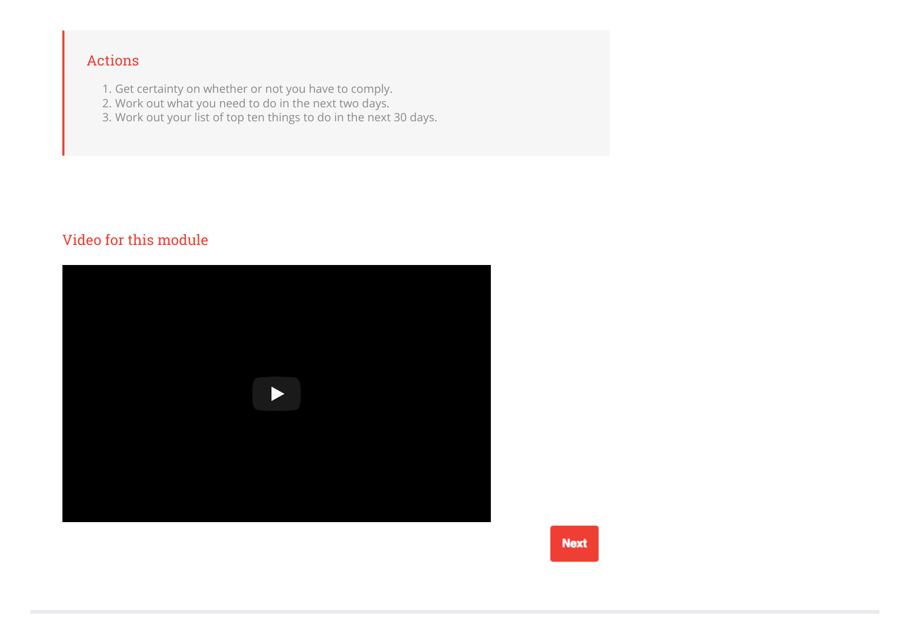## Actions

1. Get certainty on whether or not you have to comply.
2. Work out what you need to do in the next two days.
3. Work out your list of top ten things to do in the next 30 days.

## Video for this module

Next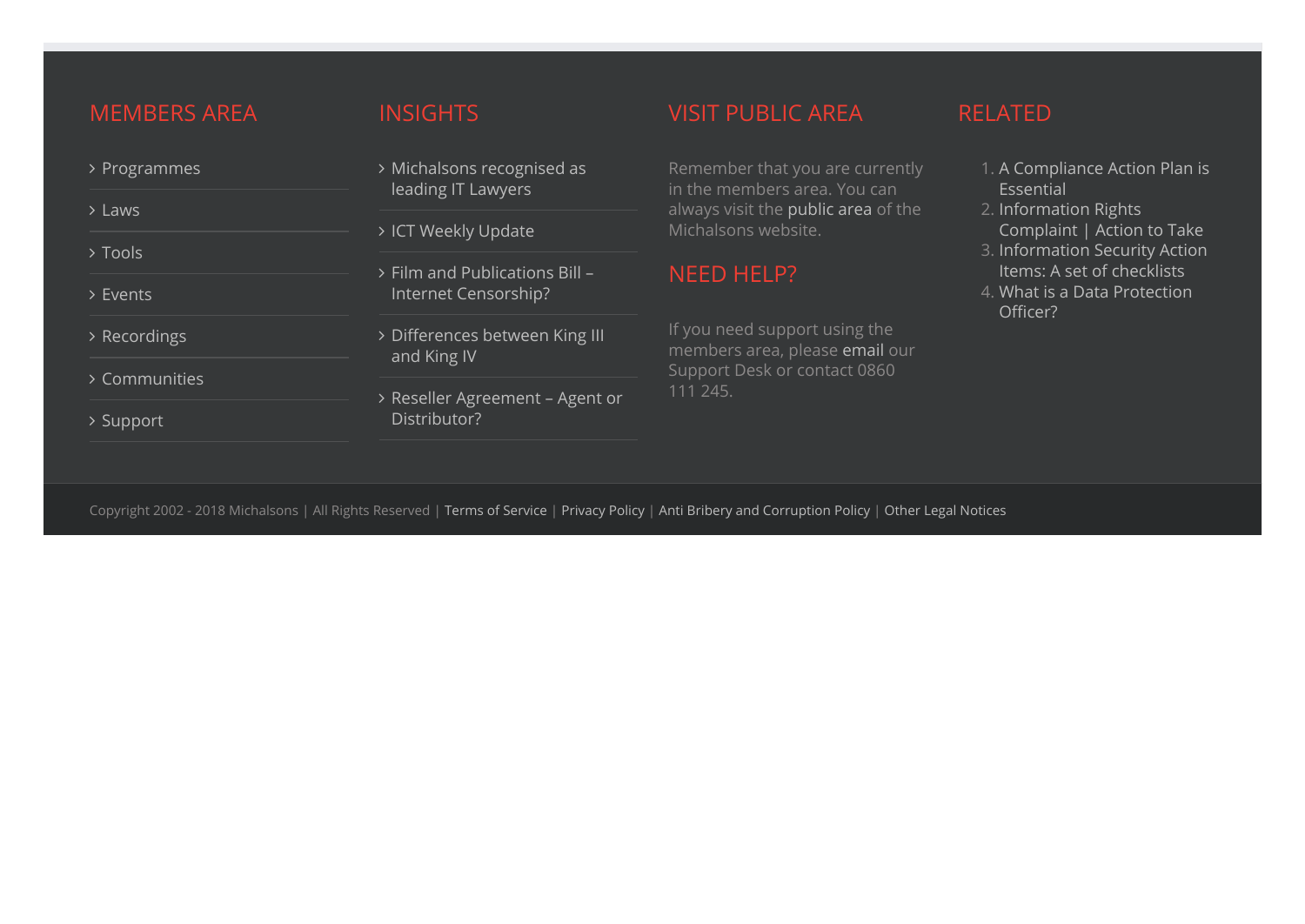## MEMBERS AREA

- Programmes
- Laws
- Tools
- Events
- Recordings
- Communities
- Support

## INSIGHTS

- Michalsons recognised as leading IT Lawyers
- ICT Weekly Update
- Film and Publications Bill – Internet Censorship?
- Differences between King III and King IV
- Reseller Agreement – Agent or Distributor?

## VISIT PUBLIC AREA

Remember that you are currently in the members area. You can always visit the public area of the Michalsons website.

## NEED HELP?

If you need support using the members area, please email our Support Desk or contact 0860 111 245.

## RELATED

1. A Compliance Action Plan is Essential
2. Information Rights Complaint | Action to Take
3. Information Security Action Items: A set of checklists
4. What is a Data Protection Officer?

Copyright 2002 - 2018 Michalsons | All Rights Reserved | Terms of Service | Privacy Policy | Anti Bribery and Corruption Policy | Other Legal Notices